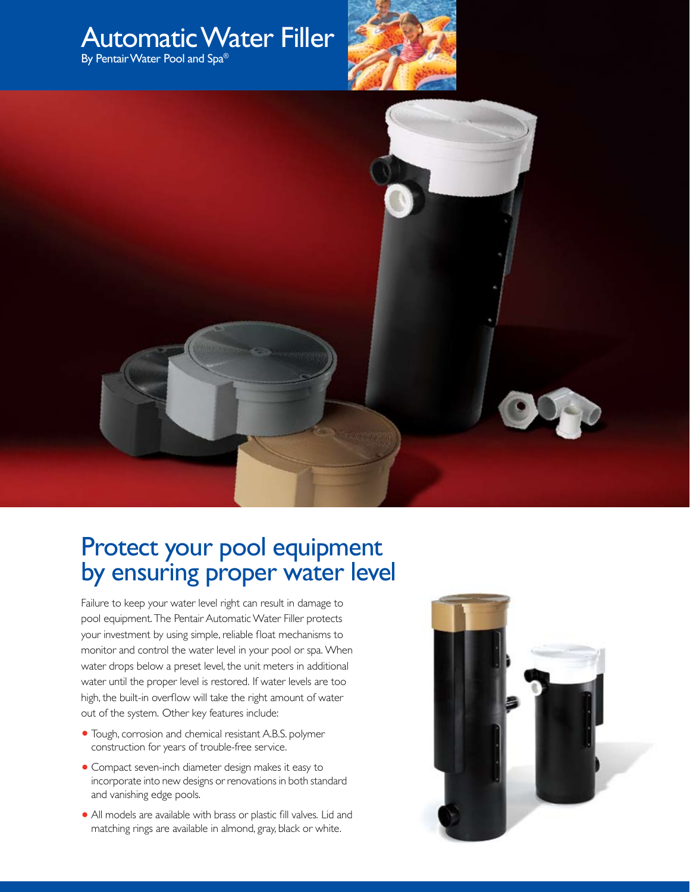# Automatic Water Filler

By Pentair Water Pool and Spa®

## Protect your pool equipment by ensuring proper water level

Failure to keep your water level right can result in damage to pool equipment. The Pentair Automatic Water Filler protects your investment by using simple, reliable float mechanisms to monitor and control the water level in your pool or spa. When water drops below a preset level, the unit meters in additional water until the proper level is restored. If water levels are too high, the built-in overflow will take the right amount of water out of the system. Other key features include:

- Tough, corrosion and chemical resistant A.B.S. polymer construction for years of trouble-free service.
- Compact seven-inch diameter design makes it easy to incorporate into new designs or renovations in both standard and vanishing edge pools.
- All models are available with brass or plastic fill valves. Lid and matching rings are available in almond, gray, black or white.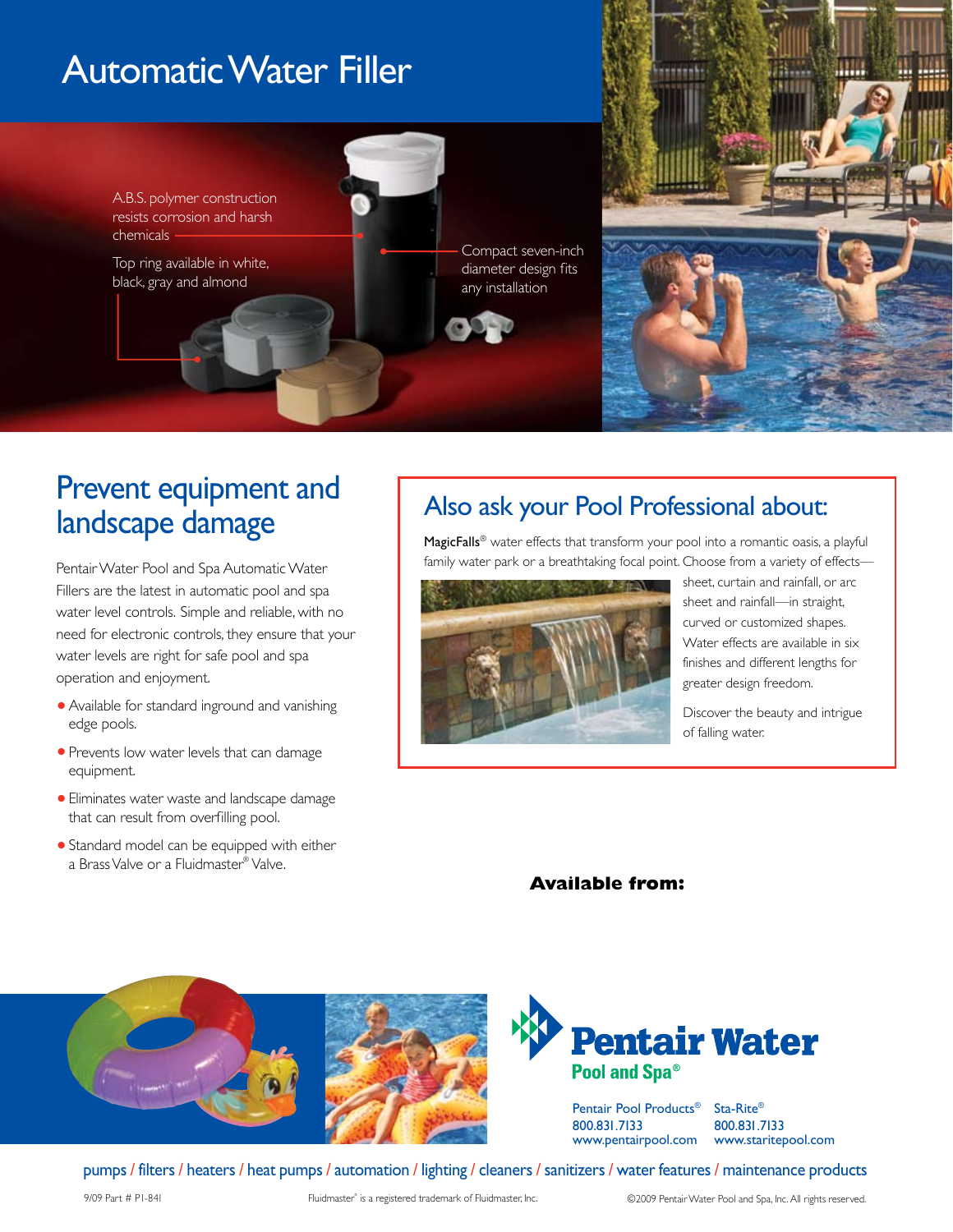# Automatic Water Filler

A.B.S. polymer construction resists corrosion and harsh chemicals

Top ring available in white, black, gray and almond

Compact seven-inch diameter design fits any installation

## Prevent equipment and landscape damage

Pentair Water Pool and Spa Automatic Water Fillers are the latest in automatic pool and spa water level controls. Simple and reliable, with no need for electronic controls, they ensure that your water levels are right for safe pool and spa operation and enjoyment.

- Available for standard inground and vanishing edge pools.
- Prevents low water levels that can damage equipment.
- Eliminates water waste and landscape damage that can result from overfilling pool.
- Standard model can be equipped with either a Brass Valve or a Fluidmaster® Valve.

## Also ask your Pool Professional about:

**MagicFalls®** water effects that transform your pool into a romantic oasis, a playful family water park or a breathtaking focal point. Choose from a variety of effects—sheet, curtain and rainfall, or arc sheet and rainfall—in straight, curved or customized shapes. Water effects are available in six finishes and different lengths for greater design freedom.

Discover the beauty and intrigue of falling water.

**Available from:**

**Pentair Water**
**Pool and Spa®**

Pentair Pool Products®
800.831.7133
www.pentairpool.com

Sta-Rite®
800.831.7133
www.staritepool.com

pumps / filters / heaters / heat pumps / automation / lighting / cleaners / sanitizers / water features / maintenance products

9/09 Part # P1-841

Fluidmaster® is a registered trademark of Fluidmaster, Inc.

©2009 Pentair Water Pool and Spa, Inc. All rights reserved.